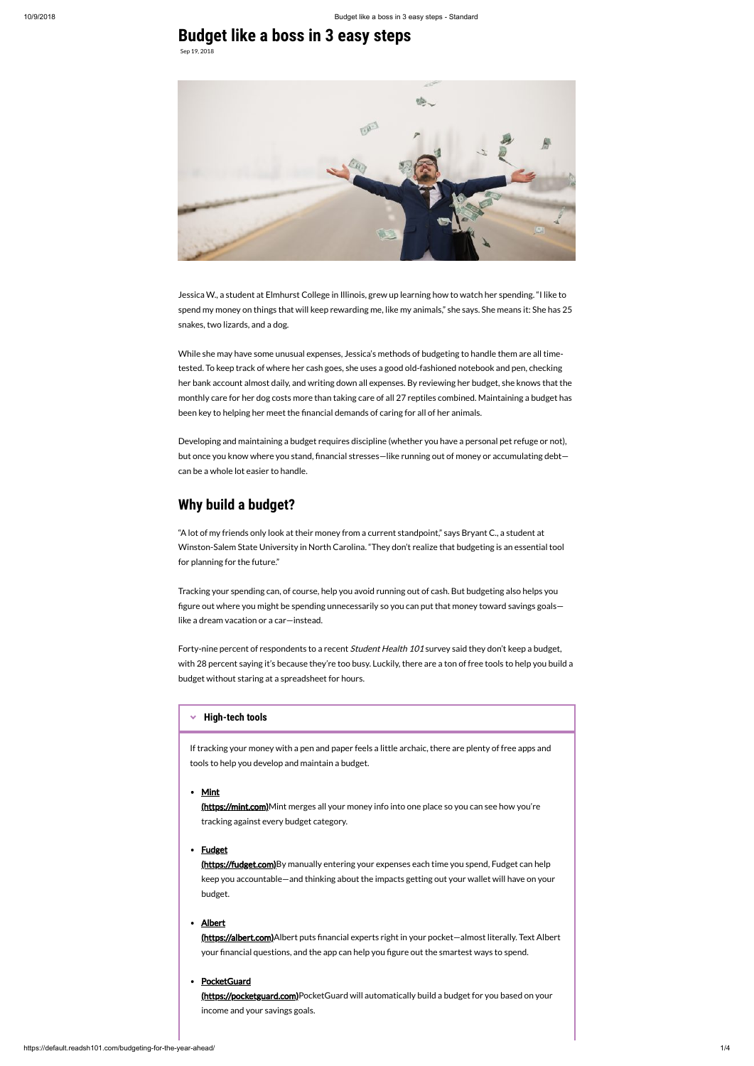# Budget like a boss in 3 easy steps

Sep 19, 2018

Jessica W., a student at Elmhurst College in Illinois, grew up learning how to watch her spending. "I like to spend my money on things that will keep rewarding me, like my animals," she says. She means it: She has 25 snakes, two lizards, and a dog.

While she may have some unusual expenses, Jessica's methods of budgeting to handle them are all time-tested. To keep track of where her cash goes, she uses a good old-fashioned notebook and pen, checking her bank account almost daily, and writing down all expenses. By reviewing her budget, she knows that the monthly care for her dog costs more than taking care of all 27 reptiles combined. Maintaining a budget has been key to helping her meet the financial demands of caring for all of her animals.

Developing and maintaining a budget requires discipline (whether you have a personal pet refuge or not), but once you know where you stand, financial stresses—like running out of money or accumulating debt—can be a whole lot easier to handle.

## Why build a budget?

"A lot of my friends only look at their money from a current standpoint," says Bryant C., a student at Winston-Salem State University in North Carolina. "They don't realize that budgeting is an essential tool for planning for the future."

Tracking your spending can, of course, help you avoid running out of cash. But budgeting also helps you figure out where you might be spending unnecessarily so you can put that money toward savings goals—like a dream vacation or a car—instead.

Forty-nine percent of respondents to a recent *Student Health 101* survey said they don't keep a budget, with 28 percent saying it's because they're too busy. Luckily, there are a ton of free tools to help you build a budget without staring at a spreadsheet for hours.

### High-tech tools

If tracking your money with a pen and paper feels a little archaic, there are plenty of free apps and tools to help you develop and maintain a budget.

- **Mint (https://mint.com)** Mint merges all your money info into one place so you can see how you're tracking against every budget category.
- **Fudget (https://fudget.com)** By manually entering your expenses each time you spend, Fudget can help keep you accountable—and thinking about the impacts getting out your wallet will have on your budget.
- **Albert (https://albert.com)** Albert puts financial experts right in your pocket—almost literally. Text Albert your financial questions, and the app can help you figure out the smartest ways to spend.
- **PocketGuard (https://pocketguard.com)** PocketGuard will automatically build a budget for you based on your income and your savings goals.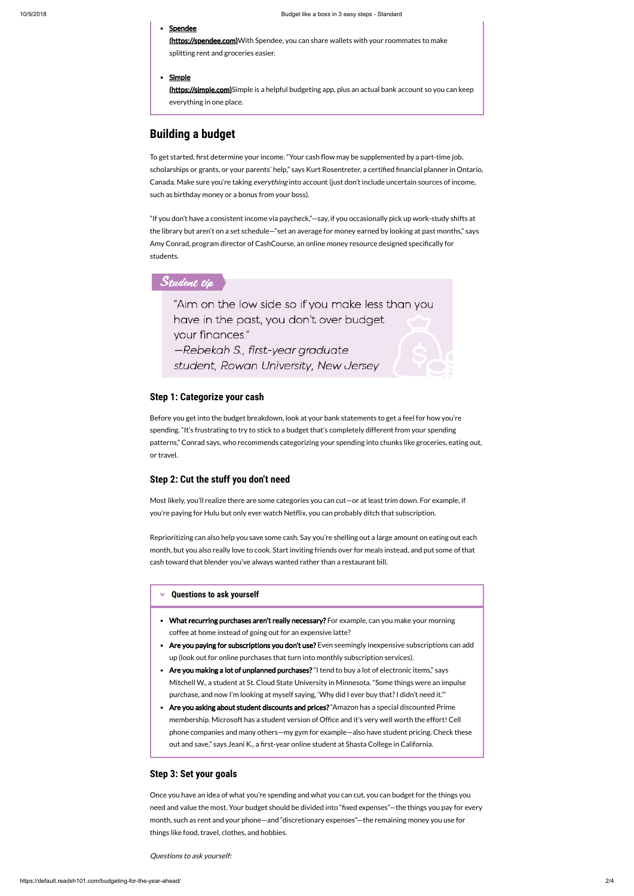- **Spendee (https://spendee.com)** With Spendee, you can share wallets with your roommates to make splitting rent and groceries easier.
- **Simple (https://simple.com)** Simple is a helpful budgeting app, plus an actual bank account so you can keep everything in one place.

## Building a budget

To get started, first determine your income. "Your cash flow may be supplemented by a part-time job, scholarships or grants, or your parents' help," says Kurt Rosentreter, a certified financial planner in Ontario, Canada. Make sure you're taking *everything* into account (just don't include uncertain sources of income, such as birthday money or a bonus from your boss).

"If you don't have a consistent income via paycheck,"—say, if you occasionally pick up work-study shifts at the library but aren't on a set schedule—"set an average for money earned by looking at past months," says Amy Conrad, program director of CashCourse, an online money resource designed specifically for students.

*Student tip*

"Aim on the low side so if you make less than you have in the past, you don't over budget your finances."
—*Rebekah S., first-year graduate student, Rowan University, New Jersey*

### Step 1: Categorize your cash

Before you get into the budget breakdown, look at your bank statements to get a feel for how you're spending. "It's frustrating to try to stick to a budget that's completely different from your spending patterns," Conrad says, who recommends categorizing your spending into chunks like groceries, eating out, or travel.

### Step 2: Cut the stuff you don't need

Most likely, you'll realize there are some categories you can cut—or at least trim down. For example, if you're paying for Hulu but only ever watch Netflix, you can probably ditch that subscription.

Reprioritizing can also help you save some cash. Say you're shelling out a large amount on eating out each month, but you also really love to cook. Start inviting friends over for meals instead, and put some of that cash toward that blender you've always wanted rather than a restaurant bill.

**Questions to ask yourself**

- **What recurring purchases aren't really necessary?** For example, can you make your morning coffee at home instead of going out for an expensive latte?
- **Are you paying for subscriptions you don't use?** Even seemingly inexpensive subscriptions can add up (look out for online purchases that turn into monthly subscription services).
- **Are you making a lot of unplanned purchases?** "I tend to buy a lot of electronic items," says Mitchell W., a student at St. Cloud State University in Minnesota. "Some things were an impulse purchase, and now I'm looking at myself saying, 'Why did I ever buy that? I didn't need it.'"
- **Are you asking about student discounts and prices?** "Amazon has a special discounted Prime membership. Microsoft has a student version of Office and it's very well worth the effort! Cell phone companies and many others—my gym for example—also have student pricing. Check these out and save," says Jeani K., a first-year online student at Shasta College in California.

### Step 3: Set your goals

Once you have an idea of what you're spending and what you can cut, you can budget for the things you need and value the most. Your budget should be divided into "fixed expenses"—the things you pay for every month, such as rent and your phone—and "discretionary expenses"—the remaining money you use for things like food, travel, clothes, and hobbies.

*Questions to ask yourself:*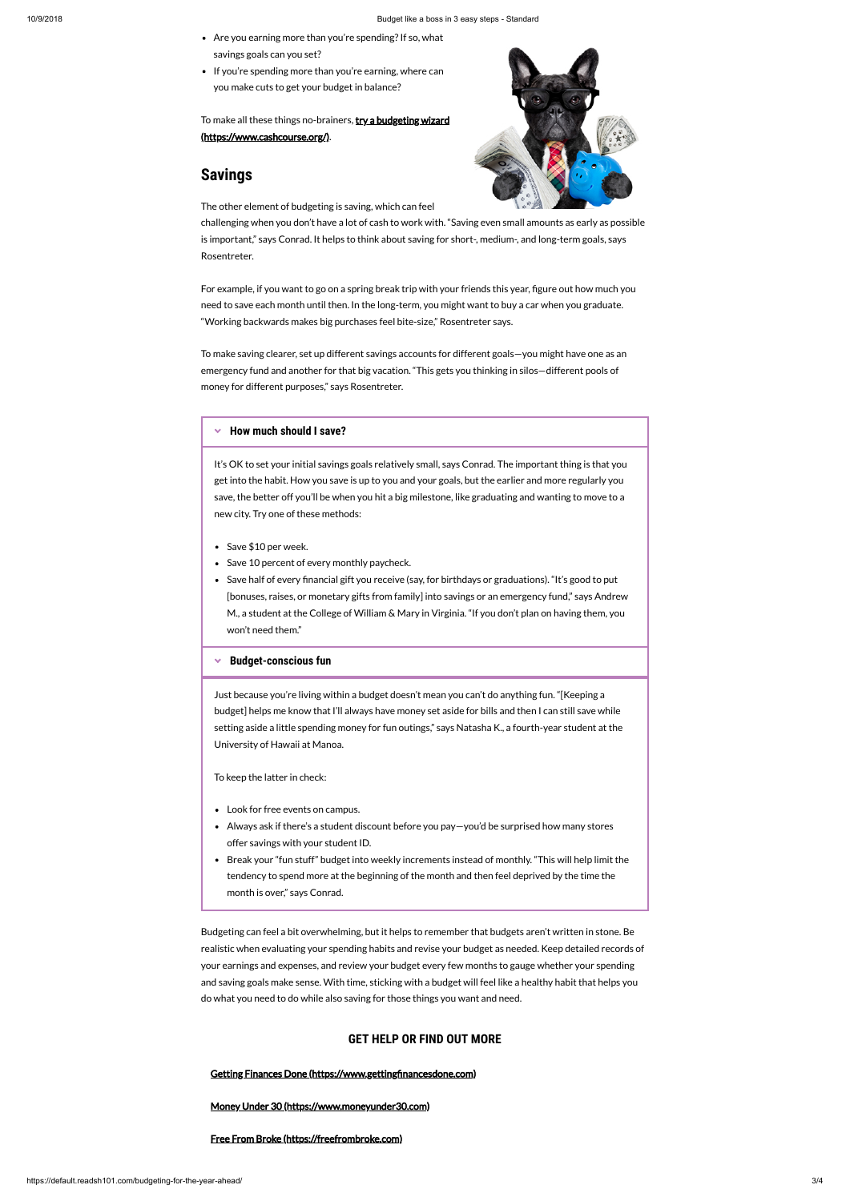- Are you earning more than you're spending? If so, what savings goals can you set?
- If you're spending more than you're earning, where can you make cuts to get your budget in balance?

To make all these things no-brainers, **[try a budgeting wizard (https://www.cashcourse.org/)](https://www.cashcourse.org/)**.

## Savings

The other element of budgeting is saving, which can feel challenging when you don't have a lot of cash to work with. "Saving even small amounts as early as possible is important," says Conrad. It helps to think about saving for short-, medium-, and long-term goals, says Rosentreter.

For example, if you want to go on a spring break trip with your friends this year, figure out how much you need to save each month until then. In the long-term, you might want to buy a car when you graduate. "Working backwards makes big purchases feel bite-size," Rosentreter says.

To make saving clearer, set up different savings accounts for different goals—you might have one as an emergency fund and another for that big vacation. "This gets you thinking in silos—different pools of money for different purposes," says Rosentreter.

### How much should I save?

It's OK to set your initial savings goals relatively small, says Conrad. The important thing is that you get into the habit. How you save is up to you and your goals, but the earlier and more regularly you save, the better off you'll be when you hit a big milestone, like graduating and wanting to move to a new city. Try one of these methods:

- Save $10 per week.
- Save 10 percent of every monthly paycheck.
- Save half of every financial gift you receive (say, for birthdays or graduations). "It's good to put [bonuses, raises, or monetary gifts from family] into savings or an emergency fund," says Andrew M., a student at the College of William & Mary in Virginia. "If you don't plan on having them, you won't need them."

### Budget-conscious fun

Just because you're living within a budget doesn't mean you can't do anything fun. "[Keeping a budget] helps me know that I'll always have money set aside for bills and then I can still save while setting aside a little spending money for fun outings," says Natasha K., a fourth-year student at the University of Hawaii at Manoa.

To keep the latter in check:

- Look for free events on campus.
- Always ask if there's a student discount before you pay—you'd be surprised how many stores offer savings with your student ID.
- Break your "fun stuff" budget into weekly increments instead of monthly. "This will help limit the tendency to spend more at the beginning of the month and then feel deprived by the time the month is over," says Conrad.

Budgeting can feel a bit overwhelming, but it helps to remember that budgets aren't written in stone. Be realistic when evaluating your spending habits and revise your budget as needed. Keep detailed records of your earnings and expenses, and review your budget every few months to gauge whether your spending and saving goals make sense. With time, sticking with a budget will feel like a healthy habit that helps you do what you need to do while also saving for those things you want and need.

### GET HELP OR FIND OUT MORE

[Getting Finances Done (https://www.gettingfinancesdone.com)](https://www.gettingfinancesdone.com)

[Money Under 30 (https://www.moneyunder30.com)](https://www.moneyunder30.com)

[Free From Broke (https://freefrombroke.com)](https://freefrombroke.com)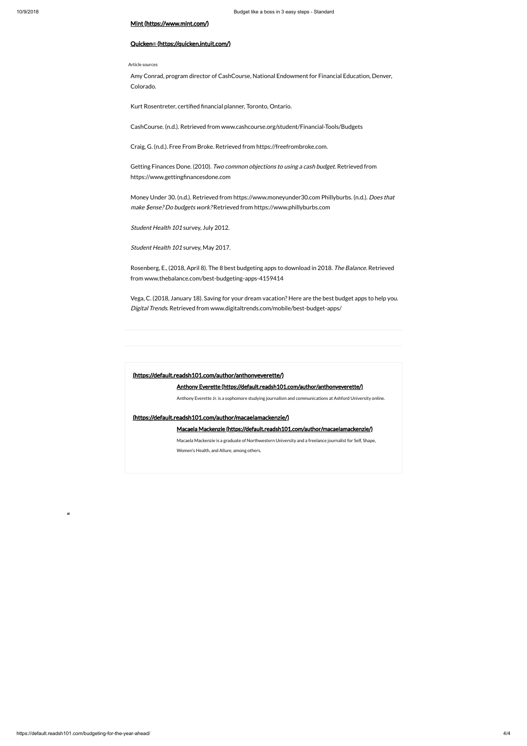[Mint (https://www.mint.com/)](https://www.mint.com/)

[Quicken® (https://quicken.intuit.com/)](https://quicken.intuit.com/)

Article sources

Amy Conrad, program director of CashCourse, National Endowment for Financial Education, Denver, Colorado.

Kurt Rosentreter, certified financial planner, Toronto, Ontario.

CashCourse. (n.d.). Retrieved from www.cashcourse.org/student/Financial-Tools/Budgets

Craig, G. (n.d.). Free From Broke. Retrieved from https://freefrombroke.com.

Getting Finances Done. (2010). *Two common objections to using a cash budget.* Retrieved from https://www.gettingfinancesdone.com

Money Under 30. (n.d.). Retrieved from https://www.moneyunder30.com Phillyburbs. (n.d.). *Does that make $ense? Do budgets work?* Retrieved from https://www.phillyburbs.com

*Student Health 101* survey, July 2012.

*Student Health 101* survey, May 2017.

Rosenberg, E., (2018, April 8). The 8 best budgeting apps to download in 2018. *The Balance.* Retrieved from www.thebalance.com/best-budgeting-apps-4159414

Vega, C. (2018, January 18). Saving for your dream vacation? Here are the best budget apps to help you. *Digital Trends.* Retrieved from www.digitaltrends.com/mobile/best-budget-apps/

---

[(https://default.readsh101.com/author/anthonyeverette/)](https://default.readsh101.com/author/anthonyeverette/)

[Anthony Everette (https://default.readsh101.com/author/anthonyeverette/)](https://default.readsh101.com/author/anthonyeverette/)

Anthony Everette Jr. is a sophomore studying journalism and communications at Ashford University online.

[(https://default.readsh101.com/author/macaelamackenzie/)](https://default.readsh101.com/author/macaelamackenzie/)

[Macaela Mackenzie (https://default.readsh101.com/author/macaelamackenzie/)](https://default.readsh101.com/author/macaelamackenzie/)

Macaela Mackenzie is a graduate of Northwestern University and a freelance journalist for Self, Shape, Women's Health, and Allure, among others.